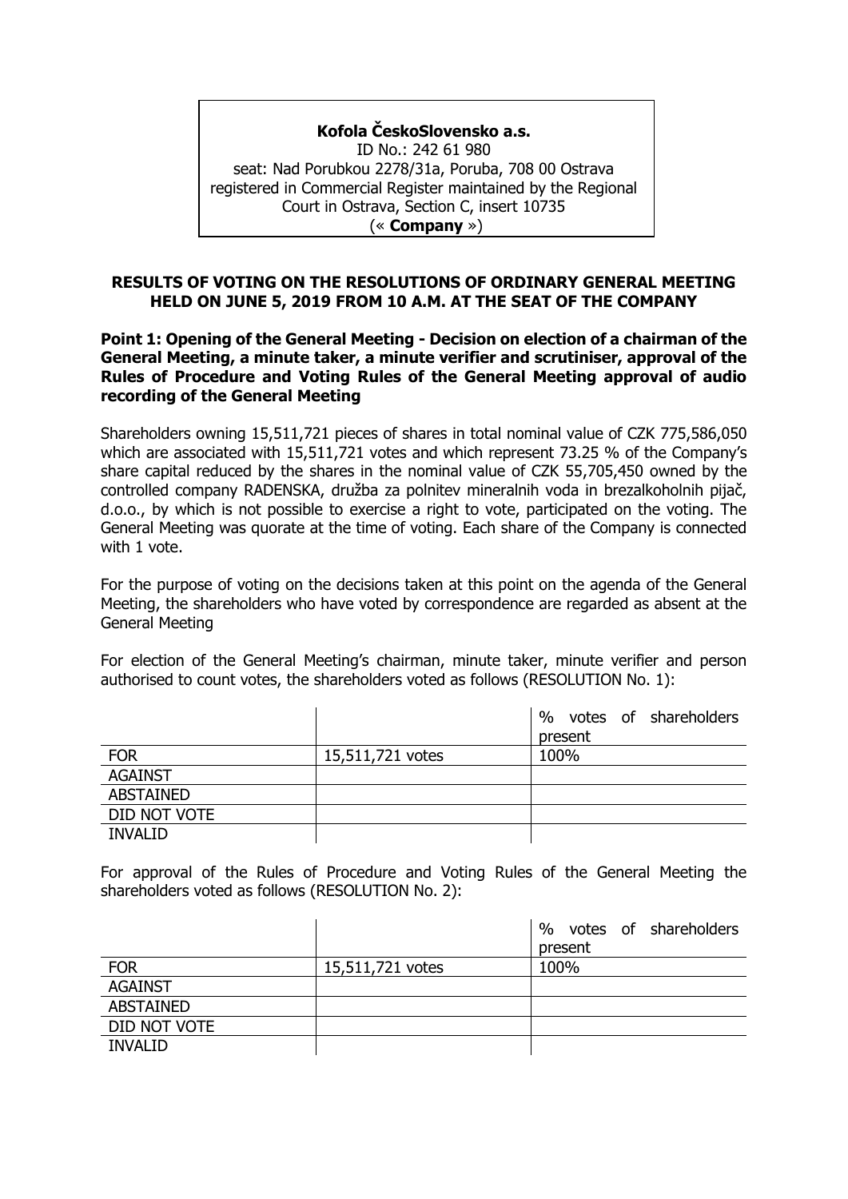**Kofola ČeskoSlovensko a.s.**
ID No.: 242 61 980
seat: Nad Porubkou 2278/31a, Poruba, 708 00 Ostrava
registered in Commercial Register maintained by the Regional Court in Ostrava, Section C, insert 10735
(« **Company** »)

## RESULTS OF VOTING ON THE RESOLUTIONS OF ORDINARY GENERAL MEETING HELD ON JUNE 5, 2019 FROM 10 A.M. AT THE SEAT OF THE COMPANY

### Point 1: Opening of the General Meeting - Decision on election of a chairman of the General Meeting, a minute taker, a minute verifier and scrutiniser, approval of the Rules of Procedure and Voting Rules of the General Meeting approval of audio recording of the General Meeting

Shareholders owning 15,511,721 pieces of shares in total nominal value of CZK 775,586,050 which are associated with 15,511,721 votes and which represent 73.25 % of the Company's share capital reduced by the shares in the nominal value of CZK 55,705,450 owned by the controlled company RADENSKA, družba za polnitev mineralnih voda in brezalkoholnih pijač, d.o.o., by which is not possible to exercise a right to vote, participated on the voting. The General Meeting was quorate at the time of voting. Each share of the Company is connected with 1 vote.

For the purpose of voting on the decisions taken at this point on the agenda of the General Meeting, the shareholders who have voted by correspondence are regarded as absent at the General Meeting

For election of the General Meeting's chairman, minute taker, minute verifier and person authorised to count votes, the shareholders voted as follows (RESOLUTION No. 1):

| | | % votes of shareholders present |
|---|---|---|
| FOR | 15,511,721 votes | 100% |
| AGAINST | | |
| ABSTAINED | | |
| DID NOT VOTE | | |
| INVALID | | |

For approval of the Rules of Procedure and Voting Rules of the General Meeting the shareholders voted as follows (RESOLUTION No. 2):

| | | % votes of shareholders present |
|---|---|---|
| FOR | 15,511,721 votes | 100% |
| AGAINST | | |
| ABSTAINED | | |
| DID NOT VOTE | | |
| INVALID | | |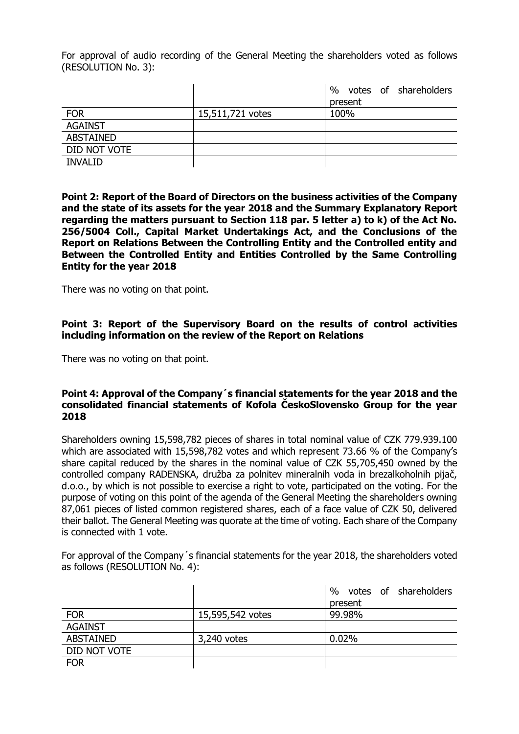For approval of audio recording of the General Meeting the shareholders voted as follows (RESOLUTION No. 3):

| | | % votes of shareholders present |
|---|---|---|
| FOR | 15,511,721 votes | 100% |
| AGAINST | | |
| ABSTAINED | | |
| DID NOT VOTE | | |
| INVALID | | |

**Point 2: Report of the Board of Directors on the business activities of the Company and the state of its assets for the year 2018 and the Summary Explanatory Report regarding the matters pursuant to Section 118 par. 5 letter a) to k) of the Act No. 256/5004 Coll., Capital Market Undertakings Act, and the Conclusions of the Report on Relations Between the Controlling Entity and the Controlled entity and Between the Controlled Entity and Entities Controlled by the Same Controlling Entity for the year 2018**

There was no voting on that point.

**Point 3: Report of the Supervisory Board on the results of control activities including information on the review of the Report on Relations**

There was no voting on that point.

**Point 4: Approval of the Company´s financial statements for the year 2018 and the consolidated financial statements of Kofola ČeskoSlovensko Group for the year 2018**

Shareholders owning 15,598,782 pieces of shares in total nominal value of CZK 779.939.100 which are associated with 15,598,782 votes and which represent 73.66 % of the Company's share capital reduced by the shares in the nominal value of CZK 55,705,450 owned by the controlled company RADENSKA, družba za polnitev mineralnih voda in brezalkoholnih pijač, d.o.o., by which is not possible to exercise a right to vote, participated on the voting. For the purpose of voting on this point of the agenda of the General Meeting the shareholders owning 87,061 pieces of listed common registered shares, each of a face value of CZK 50, delivered their ballot. The General Meeting was quorate at the time of voting. Each share of the Company is connected with 1 vote.

For approval of the Company´s financial statements for the year 2018, the shareholders voted as follows (RESOLUTION No. 4):

| | | % votes of shareholders present |
|---|---|---|
| FOR | 15,595,542 votes | 99.98% |
| AGAINST | | |
| ABSTAINED | 3,240 votes | 0.02% |
| DID NOT VOTE | | |
| FOR | | |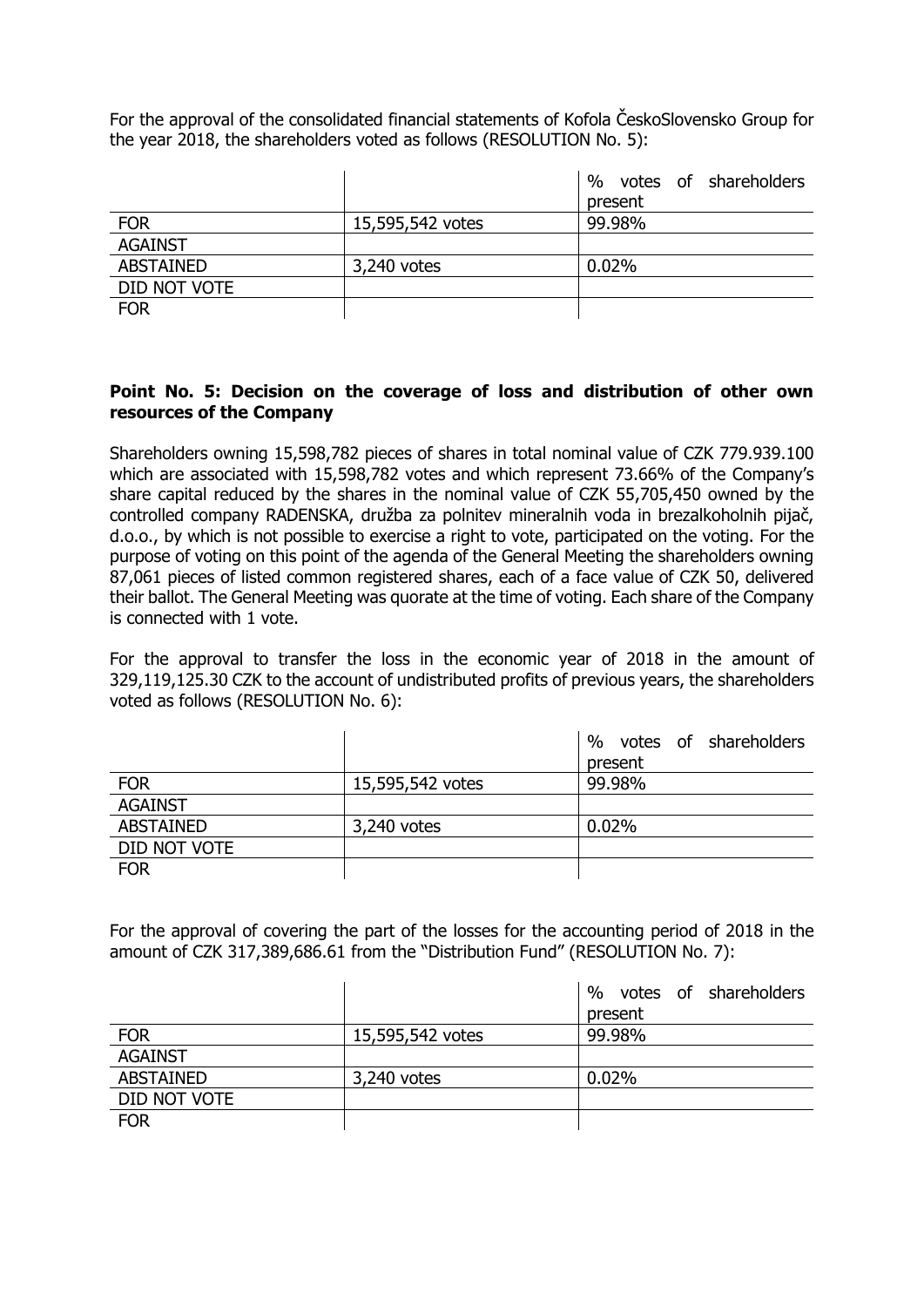For the approval of the consolidated financial statements of Kofola ČeskoSlovensko Group for the year 2018, the shareholders voted as follows (RESOLUTION No. 5):

| | | % votes of shareholders present |
|---|---|---|
| FOR | 15,595,542 votes | 99.98% |
| AGAINST | | |
| ABSTAINED | 3,240 votes | 0.02% |
| DID NOT VOTE | | |
| FOR | | |

**Point No. 5: Decision on the coverage of loss and distribution of other own resources of the Company**

Shareholders owning 15,598,782 pieces of shares in total nominal value of CZK 779.939.100 which are associated with 15,598,782 votes and which represent 73.66% of the Company's share capital reduced by the shares in the nominal value of CZK 55,705,450 owned by the controlled company RADENSKA, družba za polnitev mineralnih voda in brezalkoholnih pijač, d.o.o., by which is not possible to exercise a right to vote, participated on the voting. For the purpose of voting on this point of the agenda of the General Meeting the shareholders owning 87,061 pieces of listed common registered shares, each of a face value of CZK 50, delivered their ballot. The General Meeting was quorate at the time of voting. Each share of the Company is connected with 1 vote.

For the approval to transfer the loss in the economic year of 2018 in the amount of 329,119,125.30 CZK to the account of undistributed profits of previous years, the shareholders voted as follows (RESOLUTION No. 6):

| | | % votes of shareholders present |
|---|---|---|
| FOR | 15,595,542 votes | 99.98% |
| AGAINST | | |
| ABSTAINED | 3,240 votes | 0.02% |
| DID NOT VOTE | | |
| FOR | | |

For the approval of covering the part of the losses for the accounting period of 2018 in the amount of CZK 317,389,686.61 from the "Distribution Fund" (RESOLUTION No. 7):

| | | % votes of shareholders present |
|---|---|---|
| FOR | 15,595,542 votes | 99.98% |
| AGAINST | | |
| ABSTAINED | 3,240 votes | 0.02% |
| DID NOT VOTE | | |
| FOR | | |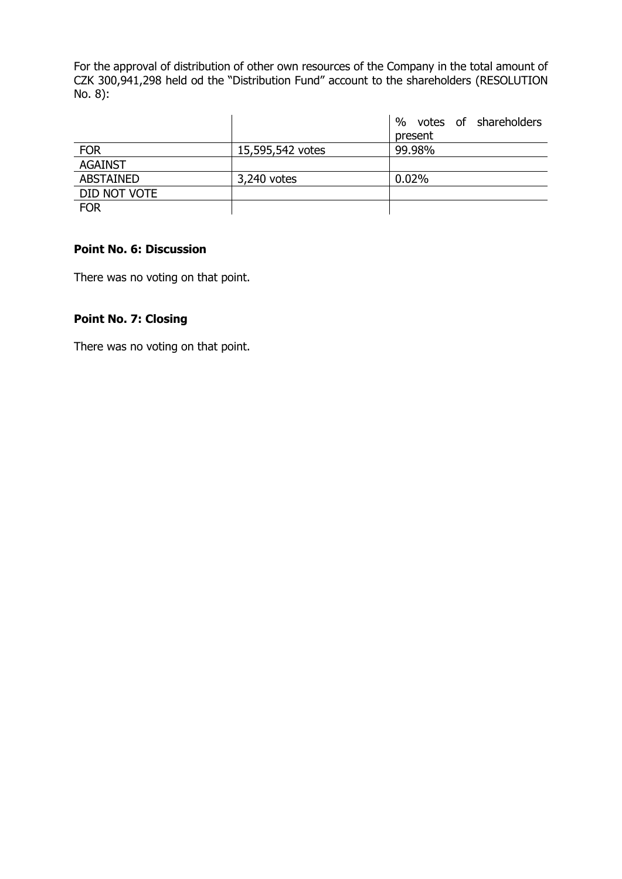For the approval of distribution of other own resources of the Company in the total amount of CZK 300,941,298 held od the "Distribution Fund" account to the shareholders (RESOLUTION No. 8):

| | | % votes of shareholders present |
|---|---|---|
| FOR | 15,595,542 votes | 99.98% |
| AGAINST | | |
| ABSTAINED | 3,240 votes | 0.02% |
| DID NOT VOTE | | |
| FOR | | |

**Point No. 6: Discussion**

There was no voting on that point.

**Point No. 7: Closing**

There was no voting on that point.